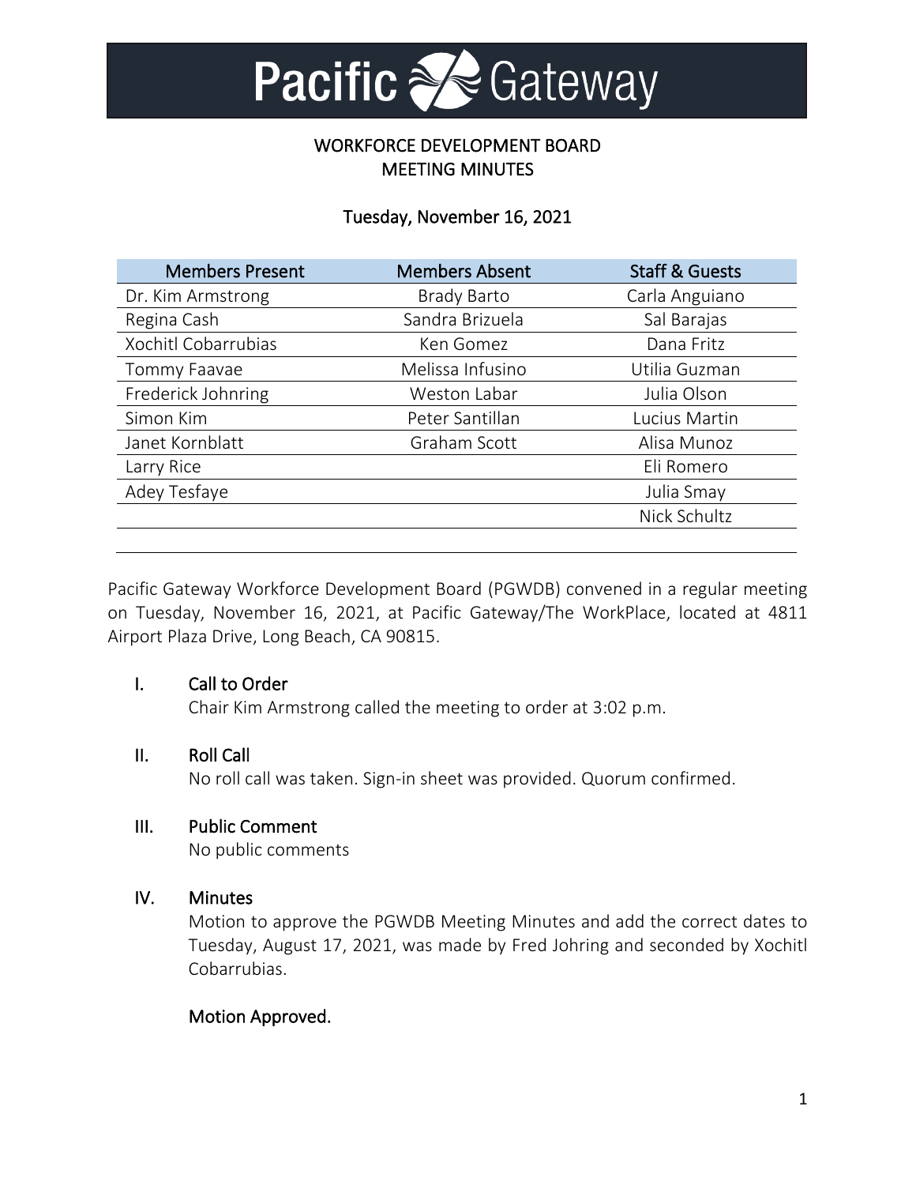# Pacific Gateway

## WORKFORCE DEVELOPMENT BOARD
## MEETING MINUTES

### Tuesday, November 16, 2021

| Members Present | Members Absent | Staff & Guests |
| --- | --- | --- |
| Dr. Kim Armstrong | Brady Barto | Carla Anguiano |
| Regina Cash | Sandra Brizuela | Sal Barajas |
| Xochitl Cobarrubias | Ken Gomez | Dana Fritz |
| Tommy Faavae | Melissa Infusino | Utilia Guzman |
| Frederick Johnring | Weston Labar | Julia Olson |
| Simon Kim | Peter Santillan | Lucius Martin |
| Janet Kornblatt | Graham Scott | Alisa Munoz |
| Larry Rice | | Eli Romero |
| Adey Tesfaye | | Julia Smay |
| | | Nick Schultz |

Pacific Gateway Workforce Development Board (PGWDB) convened in a regular meeting on Tuesday, November 16, 2021, at Pacific Gateway/The WorkPlace, located at 4811 Airport Plaza Drive, Long Beach, CA 90815.

## I. Call to Order

Chair Kim Armstrong called the meeting to order at 3:02 p.m.

## II. Roll Call

No roll call was taken. Sign-in sheet was provided. Quorum confirmed.

## III. Public Comment

No public comments

## IV. Minutes

Motion to approve the PGWDB Meeting Minutes and add the correct dates to Tuesday, August 17, 2021, was made by Fred Johring and seconded by Xochitl Cobarrubias.

**Motion Approved.**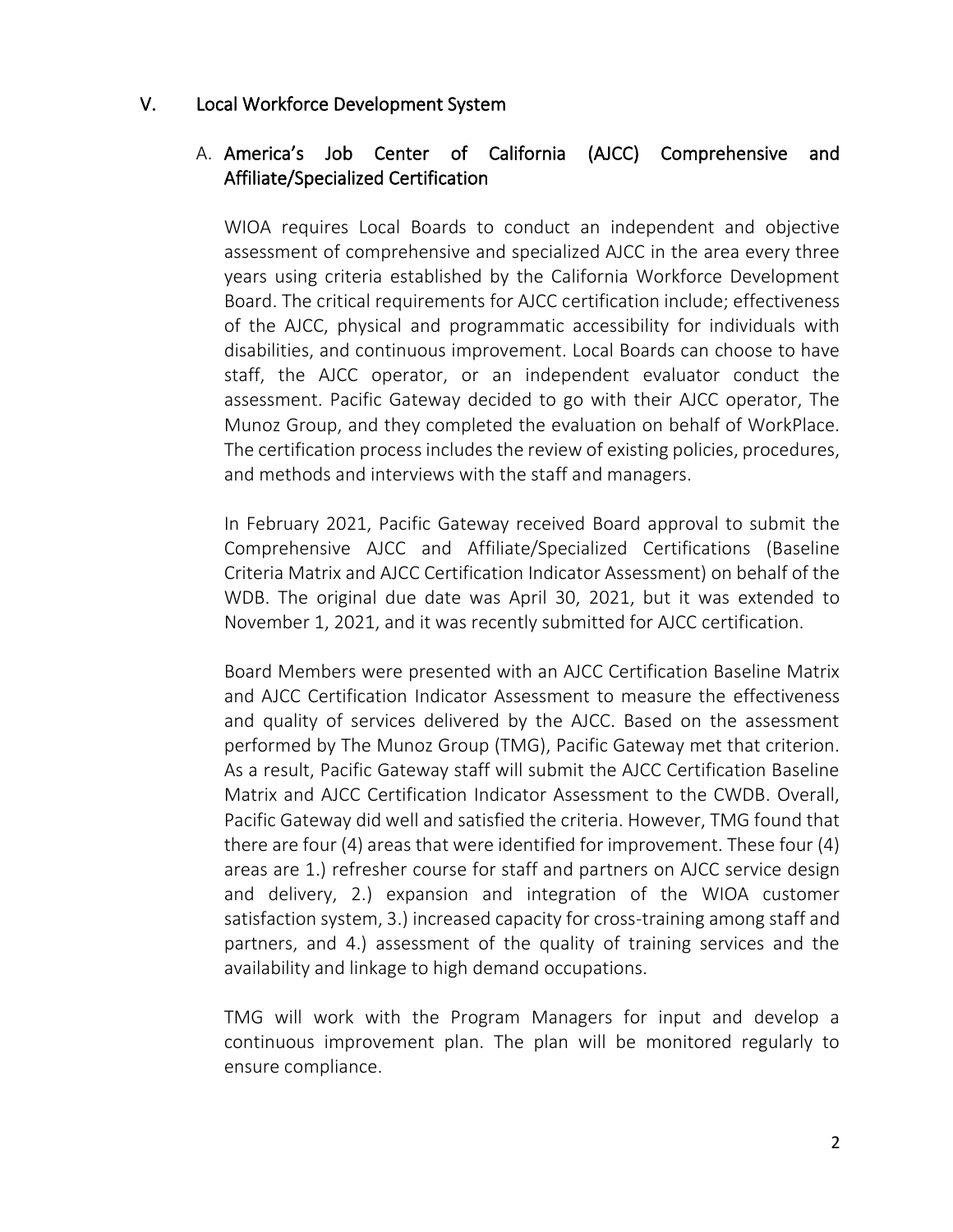## V. Local Workforce Development System

### A. America's Job Center of California (AJCC) Comprehensive and Affiliate/Specialized Certification

WIOA requires Local Boards to conduct an independent and objective assessment of comprehensive and specialized AJCC in the area every three years using criteria established by the California Workforce Development Board. The critical requirements for AJCC certification include; effectiveness of the AJCC, physical and programmatic accessibility for individuals with disabilities, and continuous improvement. Local Boards can choose to have staff, the AJCC operator, or an independent evaluator conduct the assessment. Pacific Gateway decided to go with their AJCC operator, The Munoz Group, and they completed the evaluation on behalf of WorkPlace. The certification process includes the review of existing policies, procedures, and methods and interviews with the staff and managers.

In February 2021, Pacific Gateway received Board approval to submit the Comprehensive AJCC and Affiliate/Specialized Certifications (Baseline Criteria Matrix and AJCC Certification Indicator Assessment) on behalf of the WDB. The original due date was April 30, 2021, but it was extended to November 1, 2021, and it was recently submitted for AJCC certification.

Board Members were presented with an AJCC Certification Baseline Matrix and AJCC Certification Indicator Assessment to measure the effectiveness and quality of services delivered by the AJCC. Based on the assessment performed by The Munoz Group (TMG), Pacific Gateway met that criterion. As a result, Pacific Gateway staff will submit the AJCC Certification Baseline Matrix and AJCC Certification Indicator Assessment to the CWDB. Overall, Pacific Gateway did well and satisfied the criteria. However, TMG found that there are four (4) areas that were identified for improvement. These four (4) areas are 1.) refresher course for staff and partners on AJCC service design and delivery, 2.) expansion and integration of the WIOA customer satisfaction system, 3.) increased capacity for cross-training among staff and partners, and 4.) assessment of the quality of training services and the availability and linkage to high demand occupations.

TMG will work with the Program Managers for input and develop a continuous improvement plan. The plan will be monitored regularly to ensure compliance.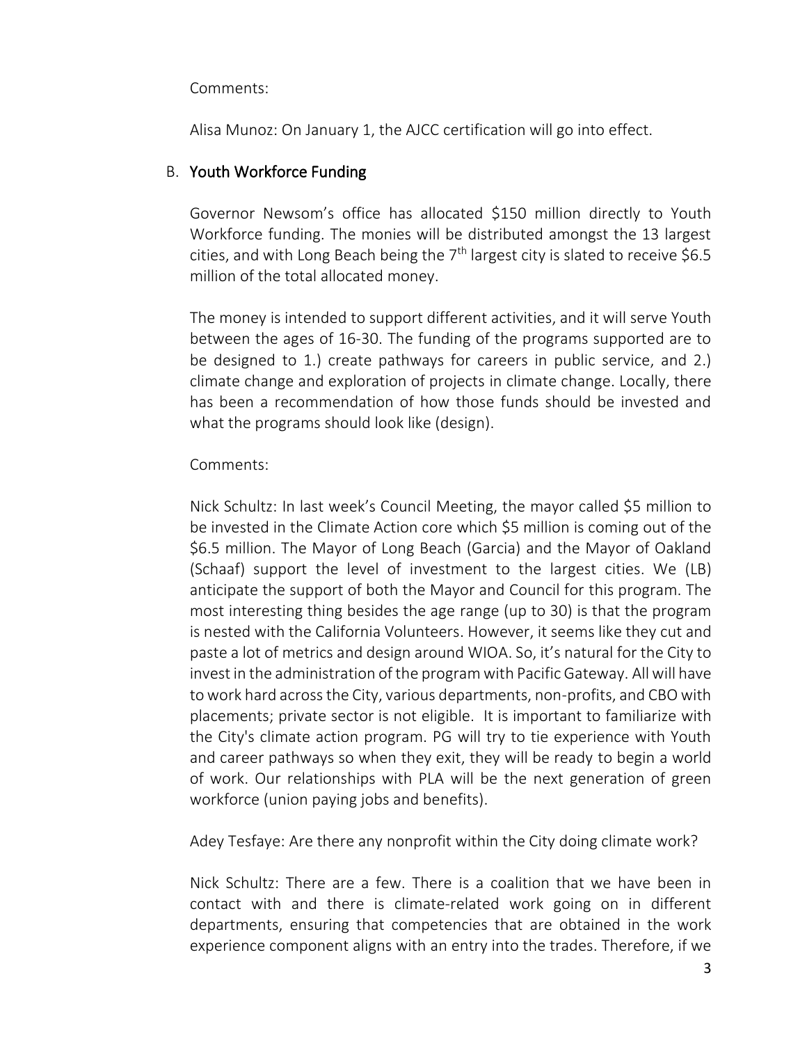Comments:

Alisa Munoz: On January 1, the AJCC certification will go into effect.

## B. Youth Workforce Funding

Governor Newsom's office has allocated $150 million directly to Youth Workforce funding. The monies will be distributed amongst the 13 largest cities, and with Long Beach being the 7th largest city is slated to receive $6.5 million of the total allocated money.

The money is intended to support different activities, and it will serve Youth between the ages of 16-30. The funding of the programs supported are to be designed to 1.) create pathways for careers in public service, and 2.) climate change and exploration of projects in climate change. Locally, there has been a recommendation of how those funds should be invested and what the programs should look like (design).

Comments:

Nick Schultz: In last week's Council Meeting, the mayor called $5 million to be invested in the Climate Action core which $5 million is coming out of the $6.5 million. The Mayor of Long Beach (Garcia) and the Mayor of Oakland (Schaaf) support the level of investment to the largest cities. We (LB) anticipate the support of both the Mayor and Council for this program. The most interesting thing besides the age range (up to 30) is that the program is nested with the California Volunteers. However, it seems like they cut and paste a lot of metrics and design around WIOA. So, it's natural for the City to invest in the administration of the program with Pacific Gateway. All will have to work hard across the City, various departments, non-profits, and CBO with placements; private sector is not eligible. It is important to familiarize with the City's climate action program. PG will try to tie experience with Youth and career pathways so when they exit, they will be ready to begin a world of work. Our relationships with PLA will be the next generation of green workforce (union paying jobs and benefits).

Adey Tesfaye: Are there any nonprofit within the City doing climate work?

Nick Schultz: There are a few. There is a coalition that we have been in contact with and there is climate-related work going on in different departments, ensuring that competencies that are obtained in the work experience component aligns with an entry into the trades. Therefore, if we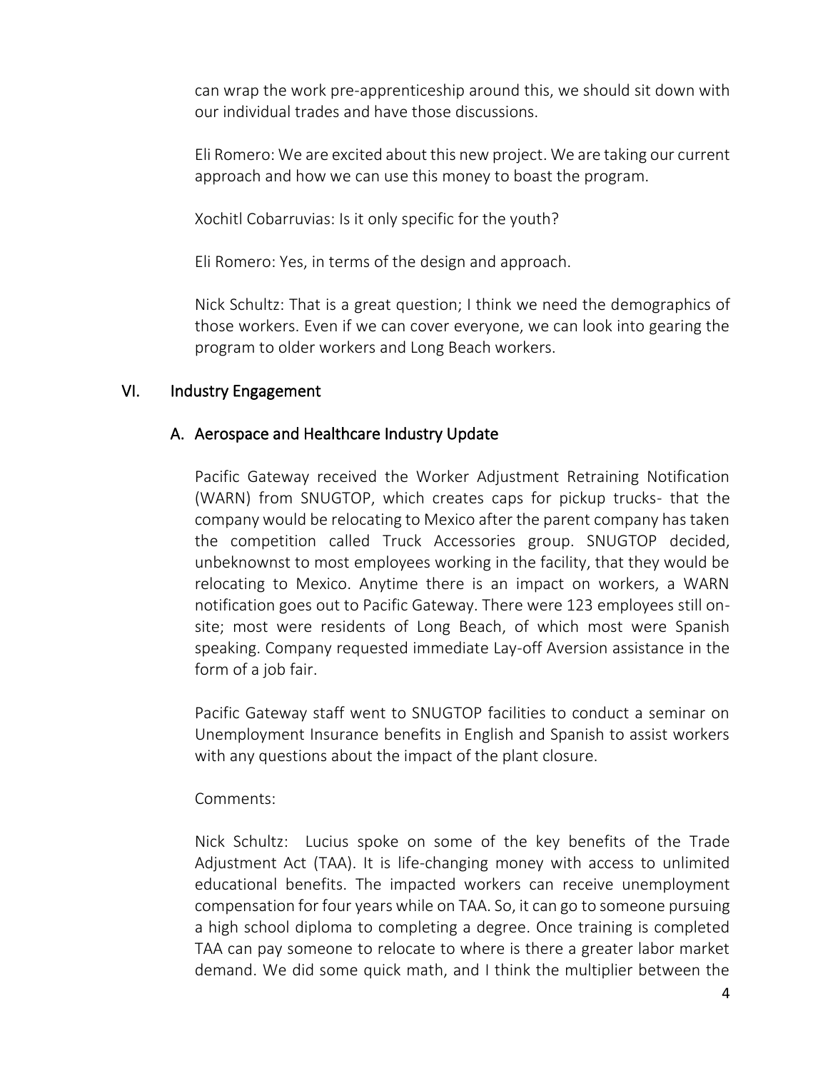can wrap the work pre-apprenticeship around this, we should sit down with our individual trades and have those discussions.

Eli Romero: We are excited about this new project. We are taking our current approach and how we can use this money to boast the program.

Xochitl Cobarruvias: Is it only specific for the youth?

Eli Romero: Yes, in terms of the design and approach.

Nick Schultz: That is a great question; I think we need the demographics of those workers. Even if we can cover everyone, we can look into gearing the program to older workers and Long Beach workers.

## VI. Industry Engagement

### A. Aerospace and Healthcare Industry Update

Pacific Gateway received the Worker Adjustment Retraining Notification (WARN) from SNUGTOP, which creates caps for pickup trucks- that the company would be relocating to Mexico after the parent company has taken the competition called Truck Accessories group. SNUGTOP decided, unbeknownst to most employees working in the facility, that they would be relocating to Mexico. Anytime there is an impact on workers, a WARN notification goes out to Pacific Gateway. There were 123 employees still on-site; most were residents of Long Beach, of which most were Spanish speaking. Company requested immediate Lay-off Aversion assistance in the form of a job fair.

Pacific Gateway staff went to SNUGTOP facilities to conduct a seminar on Unemployment Insurance benefits in English and Spanish to assist workers with any questions about the impact of the plant closure.

Comments:

Nick Schultz: Lucius spoke on some of the key benefits of the Trade Adjustment Act (TAA). It is life-changing money with access to unlimited educational benefits. The impacted workers can receive unemployment compensation for four years while on TAA. So, it can go to someone pursuing a high school diploma to completing a degree. Once training is completed TAA can pay someone to relocate to where is there a greater labor market demand. We did some quick math, and I think the multiplier between the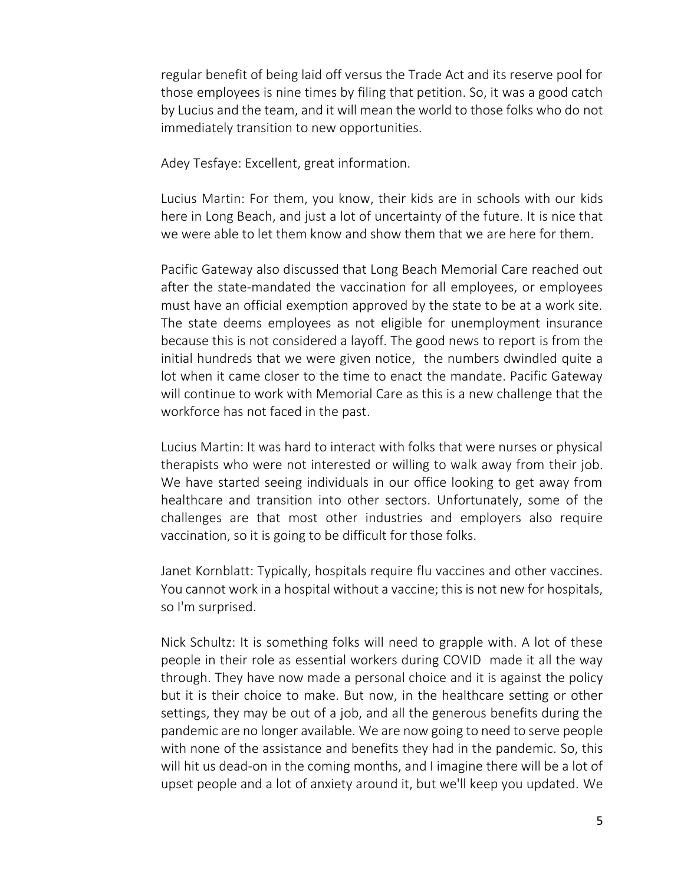regular benefit of being laid off versus the Trade Act and its reserve pool for those employees is nine times by filing that petition. So, it was a good catch by Lucius and the team, and it will mean the world to those folks who do not immediately transition to new opportunities.

Adey Tesfaye: Excellent, great information.

Lucius Martin: For them, you know, their kids are in schools with our kids here in Long Beach, and just a lot of uncertainty of the future. It is nice that we were able to let them know and show them that we are here for them.

Pacific Gateway also discussed that Long Beach Memorial Care reached out after the state-mandated the vaccination for all employees, or employees must have an official exemption approved by the state to be at a work site. The state deems employees as not eligible for unemployment insurance because this is not considered a layoff. The good news to report is from the initial hundreds that we were given notice, the numbers dwindled quite a lot when it came closer to the time to enact the mandate. Pacific Gateway will continue to work with Memorial Care as this is a new challenge that the workforce has not faced in the past.

Lucius Martin: It was hard to interact with folks that were nurses or physical therapists who were not interested or willing to walk away from their job. We have started seeing individuals in our office looking to get away from healthcare and transition into other sectors. Unfortunately, some of the challenges are that most other industries and employers also require vaccination, so it is going to be difficult for those folks.

Janet Kornblatt: Typically, hospitals require flu vaccines and other vaccines. You cannot work in a hospital without a vaccine; this is not new for hospitals, so I'm surprised.

Nick Schultz: It is something folks will need to grapple with. A lot of these people in their role as essential workers during COVID made it all the way through. They have now made a personal choice and it is against the policy but it is their choice to make. But now, in the healthcare setting or other settings, they may be out of a job, and all the generous benefits during the pandemic are no longer available. We are now going to need to serve people with none of the assistance and benefits they had in the pandemic. So, this will hit us dead-on in the coming months, and I imagine there will be a lot of upset people and a lot of anxiety around it, but we'll keep you updated. We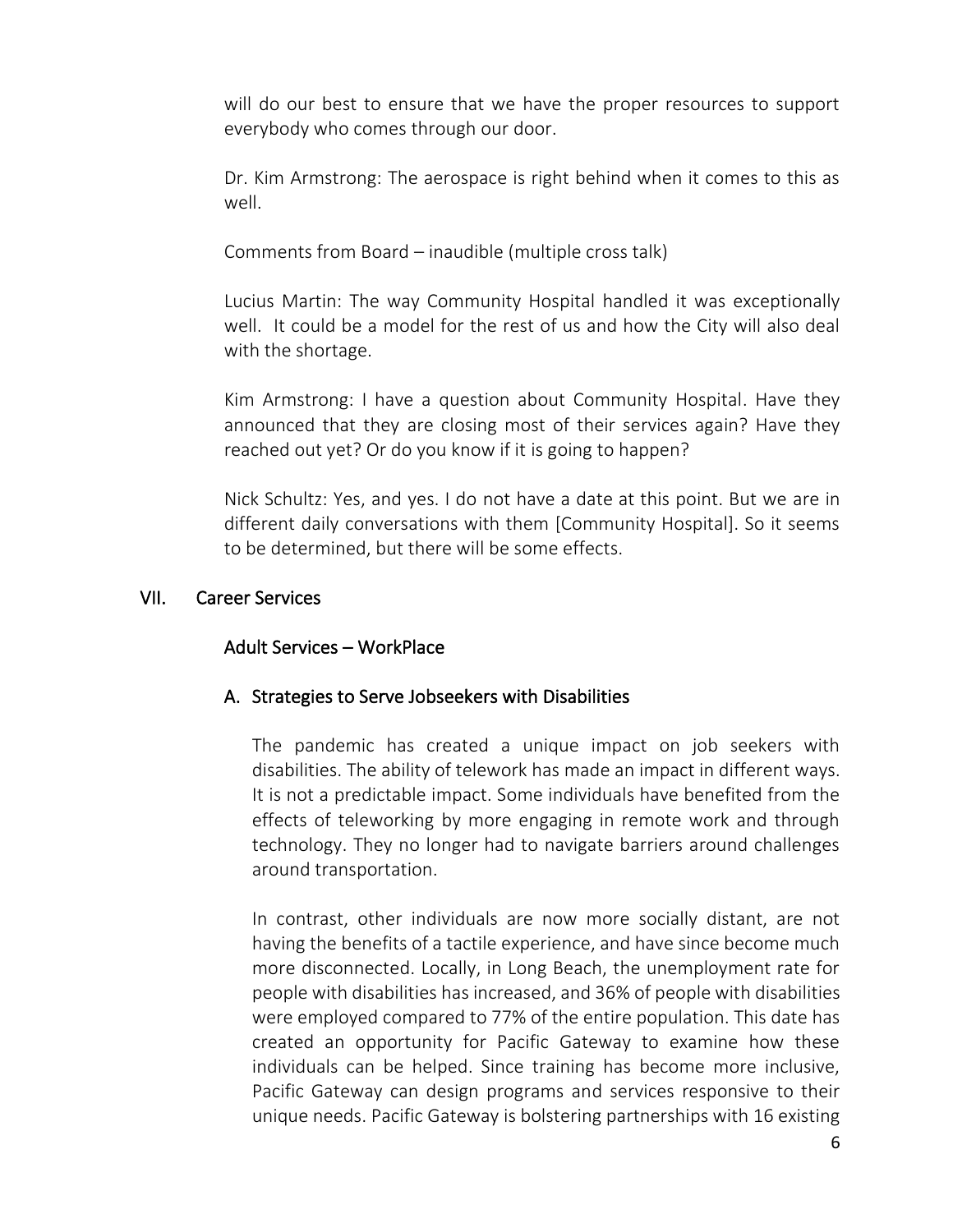will do our best to ensure that we have the proper resources to support everybody who comes through our door.

Dr. Kim Armstrong: The aerospace is right behind when it comes to this as well.

Comments from Board – inaudible (multiple cross talk)

Lucius Martin: The way Community Hospital handled it was exceptionally well. It could be a model for the rest of us and how the City will also deal with the shortage.

Kim Armstrong: I have a question about Community Hospital. Have they announced that they are closing most of their services again? Have they reached out yet? Or do you know if it is going to happen?

Nick Schultz: Yes, and yes. I do not have a date at this point. But we are in different daily conversations with them [Community Hospital]. So it seems to be determined, but there will be some effects.

## VII. Career Services

### Adult Services – WorkPlace

### A. Strategies to Serve Jobseekers with Disabilities

The pandemic has created a unique impact on job seekers with disabilities. The ability of telework has made an impact in different ways. It is not a predictable impact. Some individuals have benefited from the effects of teleworking by more engaging in remote work and through technology. They no longer had to navigate barriers around challenges around transportation.

In contrast, other individuals are now more socially distant, are not having the benefits of a tactile experience, and have since become much more disconnected. Locally, in Long Beach, the unemployment rate for people with disabilities has increased, and 36% of people with disabilities were employed compared to 77% of the entire population. This date has created an opportunity for Pacific Gateway to examine how these individuals can be helped. Since training has become more inclusive, Pacific Gateway can design programs and services responsive to their unique needs. Pacific Gateway is bolstering partnerships with 16 existing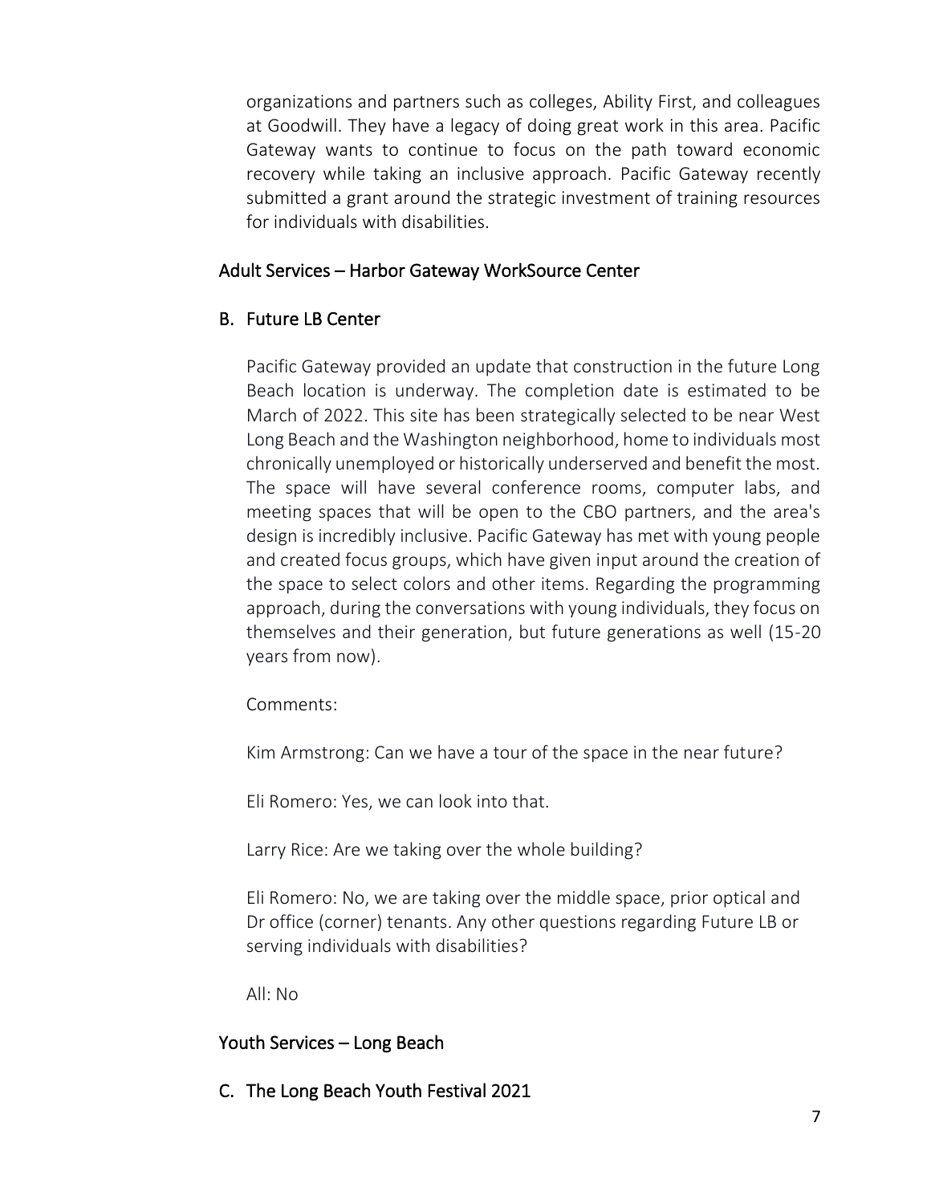organizations and partners such as colleges, Ability First, and colleagues at Goodwill. They have a legacy of doing great work in this area. Pacific Gateway wants to continue to focus on the path toward economic recovery while taking an inclusive approach. Pacific Gateway recently submitted a grant around the strategic investment of training resources for individuals with disabilities.

## Adult Services – Harbor Gateway WorkSource Center

### B. Future LB Center

Pacific Gateway provided an update that construction in the future Long Beach location is underway. The completion date is estimated to be March of 2022. This site has been strategically selected to be near West Long Beach and the Washington neighborhood, home to individuals most chronically unemployed or historically underserved and benefit the most. The space will have several conference rooms, computer labs, and meeting spaces that will be open to the CBO partners, and the area's design is incredibly inclusive. Pacific Gateway has met with young people and created focus groups, which have given input around the creation of the space to select colors and other items. Regarding the programming approach, during the conversations with young individuals, they focus on themselves and their generation, but future generations as well (15-20 years from now).

Comments:

Kim Armstrong: Can we have a tour of the space in the near future?

Eli Romero: Yes, we can look into that.

Larry Rice: Are we taking over the whole building?

Eli Romero: No, we are taking over the middle space, prior optical and Dr office (corner) tenants. Any other questions regarding Future LB or serving individuals with disabilities?

All: No

## Youth Services – Long Beach

### C. The Long Beach Youth Festival 2021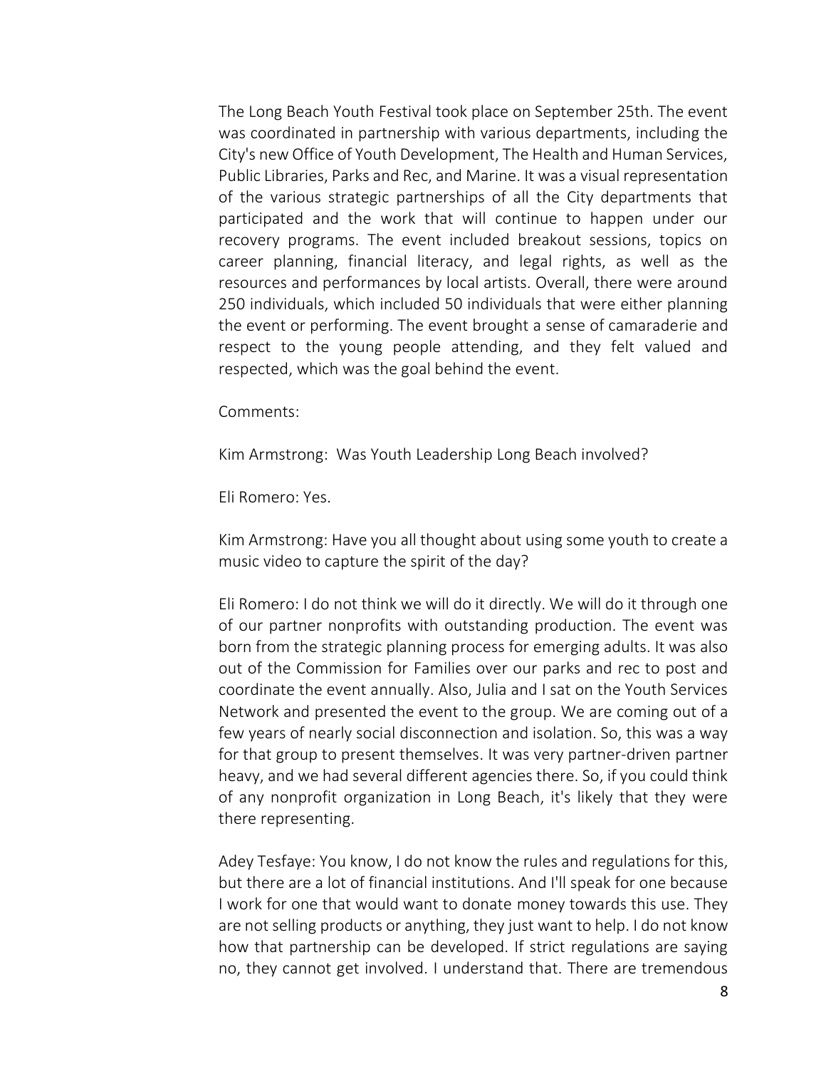The Long Beach Youth Festival took place on September 25th. The event was coordinated in partnership with various departments, including the City's new Office of Youth Development, The Health and Human Services, Public Libraries, Parks and Rec, and Marine. It was a visual representation of the various strategic partnerships of all the City departments that participated and the work that will continue to happen under our recovery programs. The event included breakout sessions, topics on career planning, financial literacy, and legal rights, as well as the resources and performances by local artists. Overall, there were around 250 individuals, which included 50 individuals that were either planning the event or performing. The event brought a sense of camaraderie and respect to the young people attending, and they felt valued and respected, which was the goal behind the event.

Comments:

Kim Armstrong: Was Youth Leadership Long Beach involved?

Eli Romero: Yes.

Kim Armstrong: Have you all thought about using some youth to create a music video to capture the spirit of the day?

Eli Romero: I do not think we will do it directly. We will do it through one of our partner nonprofits with outstanding production. The event was born from the strategic planning process for emerging adults. It was also out of the Commission for Families over our parks and rec to post and coordinate the event annually. Also, Julia and I sat on the Youth Services Network and presented the event to the group. We are coming out of a few years of nearly social disconnection and isolation. So, this was a way for that group to present themselves. It was very partner-driven partner heavy, and we had several different agencies there. So, if you could think of any nonprofit organization in Long Beach, it's likely that they were there representing.

Adey Tesfaye: You know, I do not know the rules and regulations for this, but there are a lot of financial institutions. And I'll speak for one because I work for one that would want to donate money towards this use. They are not selling products or anything, they just want to help. I do not know how that partnership can be developed. If strict regulations are saying no, they cannot get involved. I understand that. There are tremendous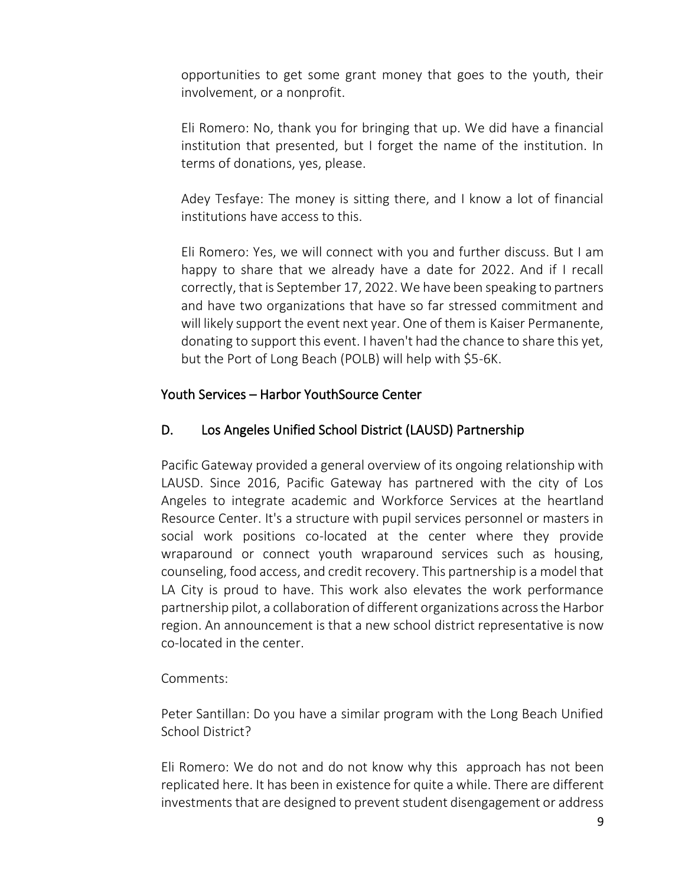opportunities to get some grant money that goes to the youth, their involvement, or a nonprofit.

Eli Romero: No, thank you for bringing that up. We did have a financial institution that presented, but I forget the name of the institution. In terms of donations, yes, please.

Adey Tesfaye: The money is sitting there, and I know a lot of financial institutions have access to this.

Eli Romero: Yes, we will connect with you and further discuss. But I am happy to share that we already have a date for 2022. And if I recall correctly, that is September 17, 2022. We have been speaking to partners and have two organizations that have so far stressed commitment and will likely support the event next year. One of them is Kaiser Permanente, donating to support this event. I haven't had the chance to share this yet, but the Port of Long Beach (POLB) will help with $5-6K.

## Youth Services – Harbor YouthSource Center

### D. Los Angeles Unified School District (LAUSD) Partnership

Pacific Gateway provided a general overview of its ongoing relationship with LAUSD. Since 2016, Pacific Gateway has partnered with the city of Los Angeles to integrate academic and Workforce Services at the heartland Resource Center. It's a structure with pupil services personnel or masters in social work positions co-located at the center where they provide wraparound or connect youth wraparound services such as housing, counseling, food access, and credit recovery. This partnership is a model that LA City is proud to have. This work also elevates the work performance partnership pilot, a collaboration of different organizations across the Harbor region. An announcement is that a new school district representative is now co-located in the center.

Comments:

Peter Santillan: Do you have a similar program with the Long Beach Unified School District?

Eli Romero: We do not and do not know why this approach has not been replicated here. It has been in existence for quite a while. There are different investments that are designed to prevent student disengagement or address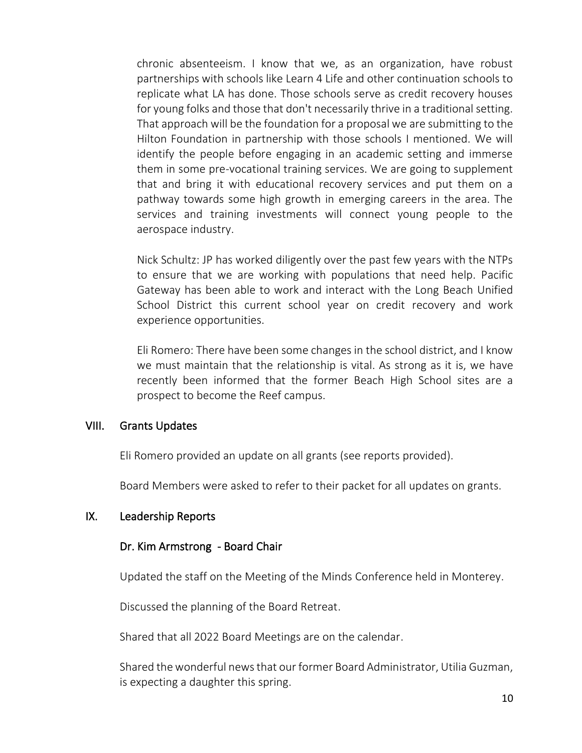chronic absenteeism. I know that we, as an organization, have robust partnerships with schools like Learn 4 Life and other continuation schools to replicate what LA has done. Those schools serve as credit recovery houses for young folks and those that don't necessarily thrive in a traditional setting. That approach will be the foundation for a proposal we are submitting to the Hilton Foundation in partnership with those schools I mentioned. We will identify the people before engaging in an academic setting and immerse them in some pre-vocational training services. We are going to supplement that and bring it with educational recovery services and put them on a pathway towards some high growth in emerging careers in the area. The services and training investments will connect young people to the aerospace industry.

Nick Schultz: JP has worked diligently over the past few years with the NTPs to ensure that we are working with populations that need help. Pacific Gateway has been able to work and interact with the Long Beach Unified School District this current school year on credit recovery and work experience opportunities.

Eli Romero: There have been some changes in the school district, and I know we must maintain that the relationship is vital. As strong as it is, we have recently been informed that the former Beach High School sites are a prospect to become the Reef campus.

## VIII. Grants Updates

Eli Romero provided an update on all grants (see reports provided).

Board Members were asked to refer to their packet for all updates on grants.

## IX. Leadership Reports

### Dr. Kim Armstrong - Board Chair

Updated the staff on the Meeting of the Minds Conference held in Monterey.

Discussed the planning of the Board Retreat.

Shared that all 2022 Board Meetings are on the calendar.

Shared the wonderful news that our former Board Administrator, Utilia Guzman, is expecting a daughter this spring.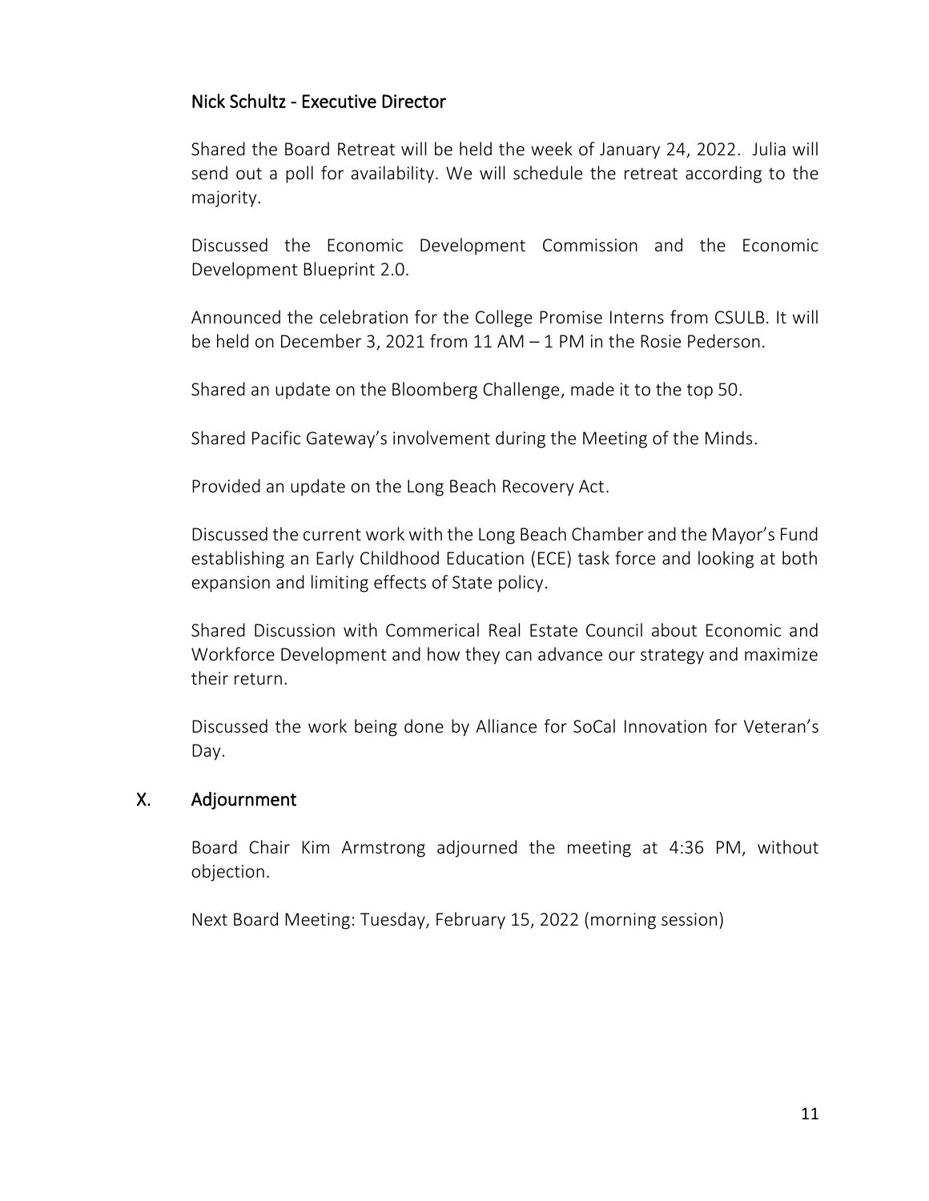### Nick Schultz - Executive Director

Shared the Board Retreat will be held the week of January 24, 2022. Julia will send out a poll for availability. We will schedule the retreat according to the majority.

Discussed the Economic Development Commission and the Economic Development Blueprint 2.0.

Announced the celebration for the College Promise Interns from CSULB. It will be held on December 3, 2021 from 11 AM – 1 PM in the Rosie Pederson.

Shared an update on the Bloomberg Challenge, made it to the top 50.

Shared Pacific Gateway's involvement during the Meeting of the Minds.

Provided an update on the Long Beach Recovery Act.

Discussed the current work with the Long Beach Chamber and the Mayor's Fund establishing an Early Childhood Education (ECE) task force and looking at both expansion and limiting effects of State policy.

Shared Discussion with Commerical Real Estate Council about Economic and Workforce Development and how they can advance our strategy and maximize their return.

Discussed the work being done by Alliance for SoCal Innovation for Veteran's Day.

## X. Adjournment

Board Chair Kim Armstrong adjourned the meeting at 4:36 PM, without objection.

Next Board Meeting: Tuesday, February 15, 2022 (morning session)